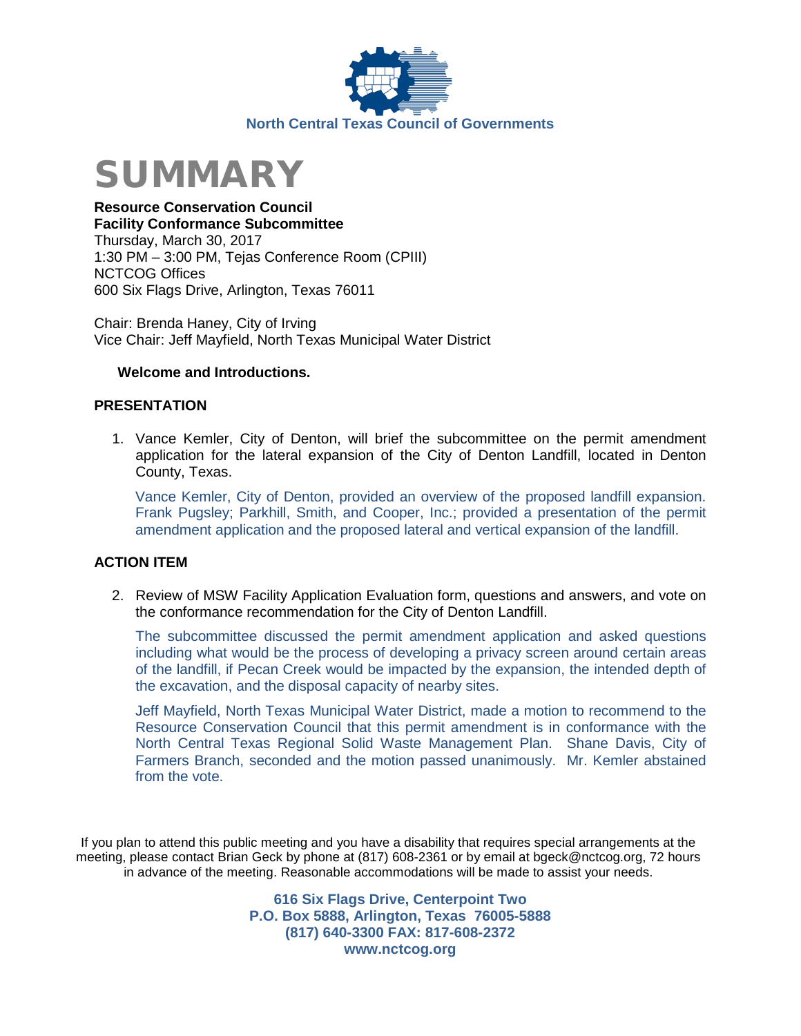North Central Texas Council of Governments

# SUMMARY

**Resource Conservation Council**
**Facility Conformance Subcommittee**
Thursday, March 30, 2017
1:30 PM – 3:00 PM, Tejas Conference Room (CPIII)
NCTCOG Offices
600 Six Flags Drive, Arlington, Texas 76011

Chair: Brenda Haney, City of Irving
Vice Chair: Jeff Mayfield, North Texas Municipal Water District

**Welcome and Introductions.**

## PRESENTATION

1. Vance Kemler, City of Denton, will brief the subcommittee on the permit amendment application for the lateral expansion of the City of Denton Landfill, located in Denton County, Texas.

   Vance Kemler, City of Denton, provided an overview of the proposed landfill expansion. Frank Pugsley; Parkhill, Smith, and Cooper, Inc.; provided a presentation of the permit amendment application and the proposed lateral and vertical expansion of the landfill.

## ACTION ITEM

2. Review of MSW Facility Application Evaluation form, questions and answers, and vote on the conformance recommendation for the City of Denton Landfill.

   The subcommittee discussed the permit amendment application and asked questions including what would be the process of developing a privacy screen around certain areas of the landfill, if Pecan Creek would be impacted by the expansion, the intended depth of the excavation, and the disposal capacity of nearby sites.

   Jeff Mayfield, North Texas Municipal Water District, made a motion to recommend to the Resource Conservation Council that this permit amendment is in conformance with the North Central Texas Regional Solid Waste Management Plan. Shane Davis, City of Farmers Branch, seconded and the motion passed unanimously. Mr. Kemler abstained from the vote.

If you plan to attend this public meeting and you have a disability that requires special arrangements at the meeting, please contact Brian Geck by phone at (817) 608-2361 or by email at bgeck@nctcog.org, 72 hours in advance of the meeting. Reasonable accommodations will be made to assist your needs.

**616 Six Flags Drive, Centerpoint Two**
**P.O. Box 5888, Arlington, Texas 76005-5888**
**(817) 640-3300 FAX: 817-608-2372**
**www.nctcog.org**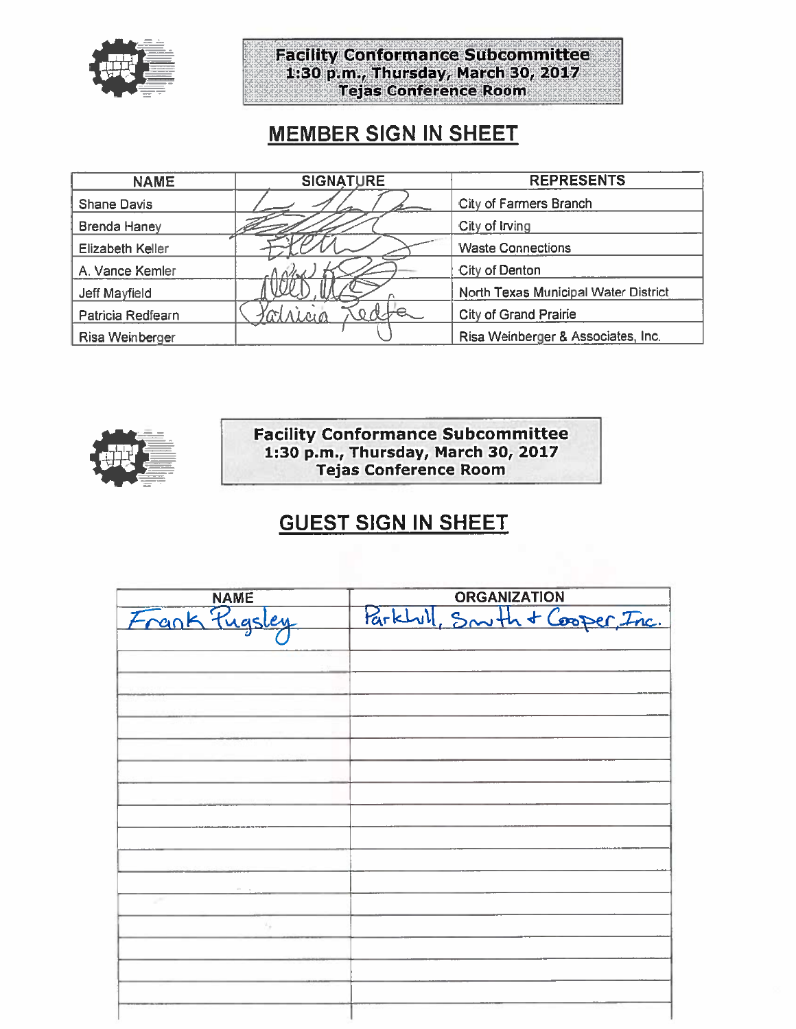**Facility Conformance Subcommittee**
**1:30 p.m., Thursday, March 30, 2017**
**Tejas Conference Room**

## MEMBER SIGN IN SHEET

| NAME | SIGNATURE | REPRESENTS |
|---|---|---|
| Shane Davis | [signature] | City of Farmers Branch |
| Brenda Haney | [signature] | City of Irving |
| Elizabeth Keller | [signature] | Waste Connections |
| A. Vance Kemler | [signature] | City of Denton |
| Jeff Mayfield | | North Texas Municipal Water District |
| Patricia Redfearn | Patricia Redfearn | City of Grand Prairie |
| Risa Weinberger | | Risa Weinberger & Associates, Inc. |

**Facility Conformance Subcommittee**
**1:30 p.m., Thursday, March 30, 2017**
**Tejas Conference Room**

## GUEST SIGN IN SHEET

| NAME | ORGANIZATION |
|---|---|
| Frank Pugsley | Parkhill, Smith + Cooper, Inc. |
| | |
| | |
| | |
| | |
| | |
| | |
| | |
| | |
| | |
| | |
| | |
| | |
| | |
| | |
| | |
| | |
| | |